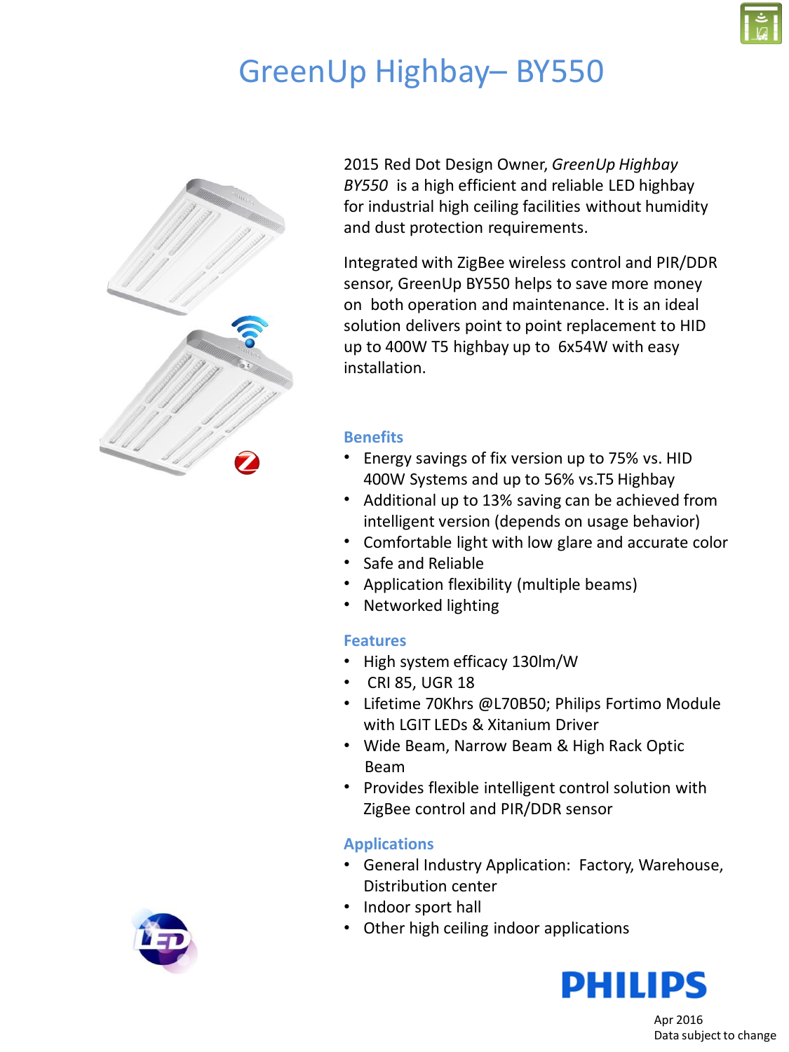# GreenUp Highbay– BY550

2015 Red Dot Design Owner, *GreenUp Highbay BY550* is a high efficient and reliable LED highbay for industrial high ceiling facilities without humidity and dust protection requirements.

Integrated with ZigBee wireless control and PIR/DDR sensor, GreenUp BY550 helps to save more money on both operation and maintenance. It is an ideal solution delivers point to point replacement to HID up to 400W T5 highbay up to 6x54W with easy installation.

## Benefits

- Energy savings of fix version up to 75% vs. HID 400W Systems and up to 56% vs.T5 Highbay
- Additional up to 13% saving can be achieved from intelligent version (depends on usage behavior)
- Comfortable light with low glare and accurate color
- Safe and Reliable
- Application flexibility (multiple beams)
- Networked lighting

## Features

- High system efficacy 130lm/W
- CRI 85, UGR 18
- Lifetime 70Khrs @L70B50; Philips Fortimo Module with LGIT LEDs & Xitanium Driver
- Wide Beam, Narrow Beam & High Rack Optic Beam
- Provides flexible intelligent control solution with ZigBee control and PIR/DDR sensor

## Applications

- General Industry Application: Factory, Warehouse, Distribution center
- Indoor sport hall
- Other high ceiling indoor applications

PHILIPS

Apr 2016
Data subject to change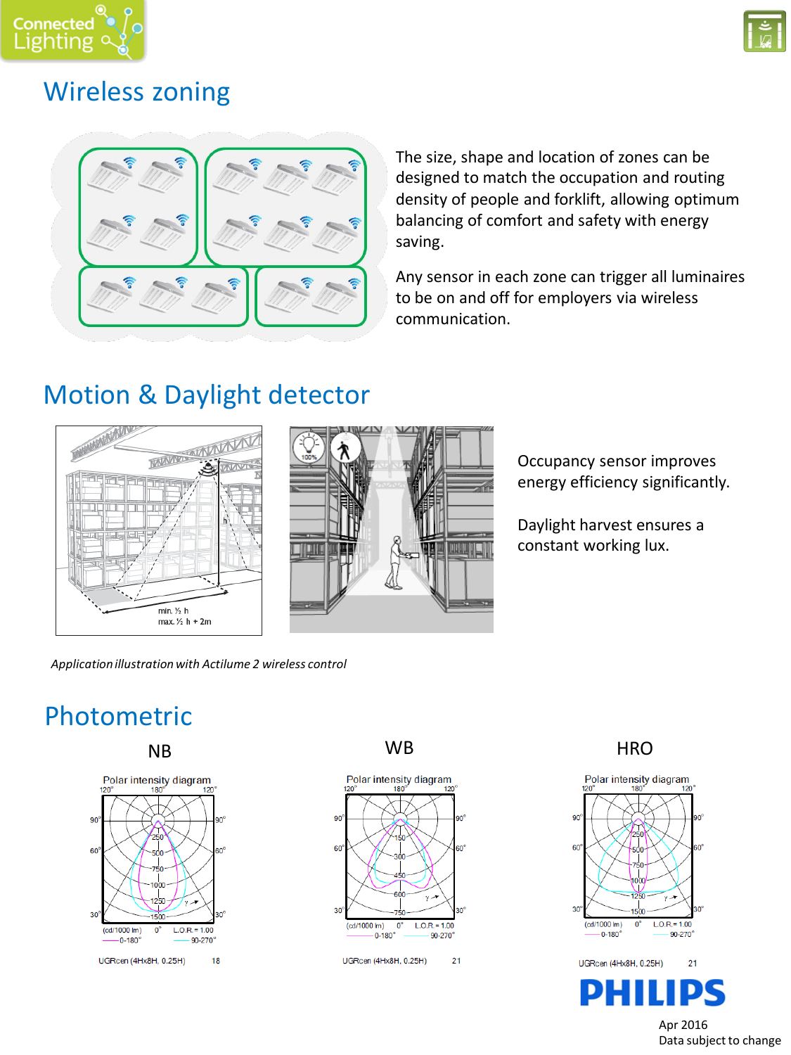## Wireless zoning

The size, shape and location of zones can be designed to match the occupation and routing density of people and forklift, allowing optimum balancing of comfort and safety with energy saving.

Any sensor in each zone can trigger all luminaires to be on and off for employers via wireless communication.

## Motion & Daylight detector

Occupancy sensor improves energy efficiency significantly.

Daylight harvest ensures a constant working lux.

*Application illustration with Actilume 2 wireless control*

## Photometric

| NB | WB | HRO |
|---|---|---|
| UGRcen (4Hx8H, 0.25H) 18 | UGRcen (4Hx8H, 0.25H) 21 | UGRcen (4Hx8H, 0.25H) 21 |

Apr 2016
Data subject to change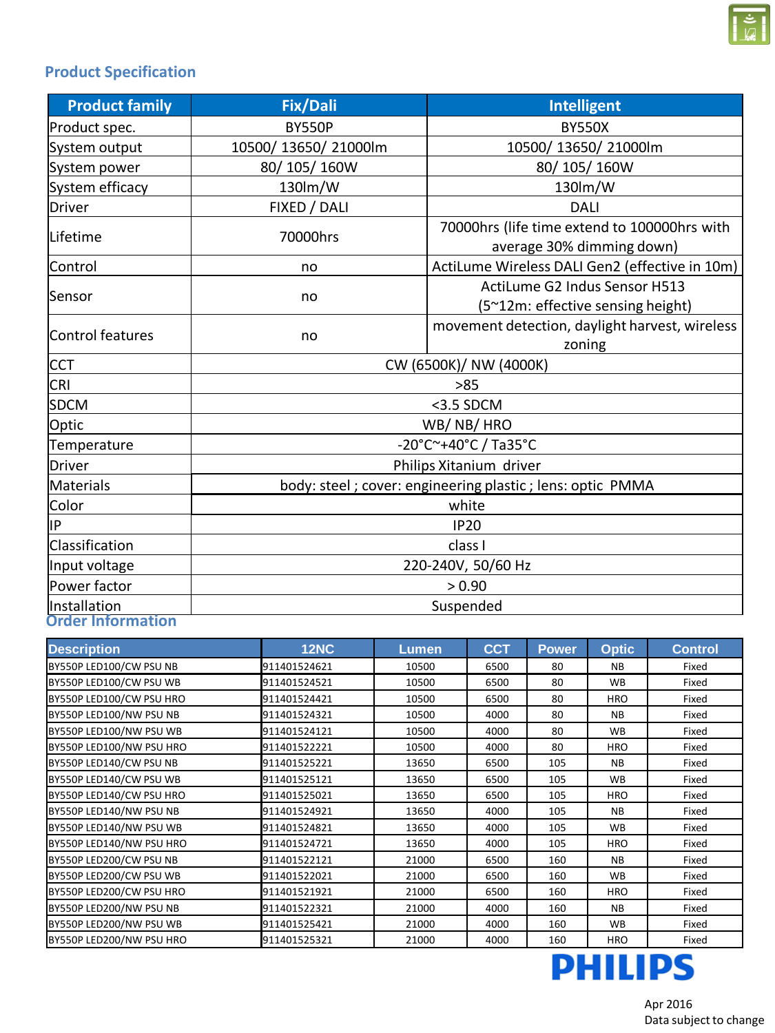## Product Specification

| Product family | Fix/Dali | Intelligent |
|---|---|---|
| Product spec. | BY550P | BY550X |
| System output | 10500/ 13650/ 21000lm | 10500/ 13650/ 21000lm |
| System power | 80/ 105/ 160W | 80/ 105/ 160W |
| System efficacy | 130lm/W | 130lm/W |
| Driver | FIXED / DALI | DALI |
| Lifetime | 70000hrs | 70000hrs (life time extend to 100000hrs with average 30% dimming down) |
| Control | no | ActiLume Wireless DALI Gen2 (effective in 10m) |
| Sensor | no | ActiLume G2 Indus Sensor H513 (5~12m: effective sensing height) |
| Control features | no | movement detection, daylight harvest, wireless zoning |
| CCT | CW (6500K)/ NW (4000K) | |
| CRI | >85 | |
| SDCM | <3.5 SDCM | |
| Optic | WB/ NB/ HRO | |
| Temperature | -20°C~+40°C / Ta35°C | |
| Driver | Philips Xitanium driver | |
| Materials | body: steel ; cover: engineering plastic ; lens: optic PMMA | |
| Color | white | |
| IP | IP20 | |
| Classification | class I | |
| Input voltage | 220-240V, 50/60 Hz | |
| Power factor | > 0.90 | |
| Installation | Suspended | |

## Order Information

| Description | 12NC | Lumen | CCT | Power | Optic | Control |
|---|---|---|---|---|---|---|
| BY550P LED100/CW PSU NB | 911401524621 | 10500 | 6500 | 80 | NB | Fixed |
| BY550P LED100/CW PSU WB | 911401524521 | 10500 | 6500 | 80 | WB | Fixed |
| BY550P LED100/CW PSU HRO | 911401524421 | 10500 | 6500 | 80 | HRO | Fixed |
| BY550P LED100/NW PSU NB | 911401524321 | 10500 | 4000 | 80 | NB | Fixed |
| BY550P LED100/NW PSU WB | 911401524121 | 10500 | 4000 | 80 | WB | Fixed |
| BY550P LED100/NW PSU HRO | 911401522221 | 10500 | 4000 | 80 | HRO | Fixed |
| BY550P LED140/CW PSU NB | 911401525221 | 13650 | 6500 | 105 | NB | Fixed |
| BY550P LED140/CW PSU WB | 911401525121 | 13650 | 6500 | 105 | WB | Fixed |
| BY550P LED140/CW PSU HRO | 911401525021 | 13650 | 6500 | 105 | HRO | Fixed |
| BY550P LED140/NW PSU NB | 911401524921 | 13650 | 4000 | 105 | NB | Fixed |
| BY550P LED140/NW PSU WB | 911401524821 | 13650 | 4000 | 105 | WB | Fixed |
| BY550P LED140/NW PSU HRO | 911401524721 | 13650 | 4000 | 105 | HRO | Fixed |
| BY550P LED200/CW PSU NB | 911401522121 | 21000 | 6500 | 160 | NB | Fixed |
| BY550P LED200/CW PSU WB | 911401522021 | 21000 | 6500 | 160 | WB | Fixed |
| BY550P LED200/CW PSU HRO | 911401521921 | 21000 | 6500 | 160 | HRO | Fixed |
| BY550P LED200/NW PSU NB | 911401522321 | 21000 | 4000 | 160 | NB | Fixed |
| BY550P LED200/NW PSU WB | 911401525421 | 21000 | 4000 | 160 | WB | Fixed |
| BY550P LED200/NW PSU HRO | 911401525321 | 21000 | 4000 | 160 | HRO | Fixed |

PHILIPS

Apr 2016
Data subject to change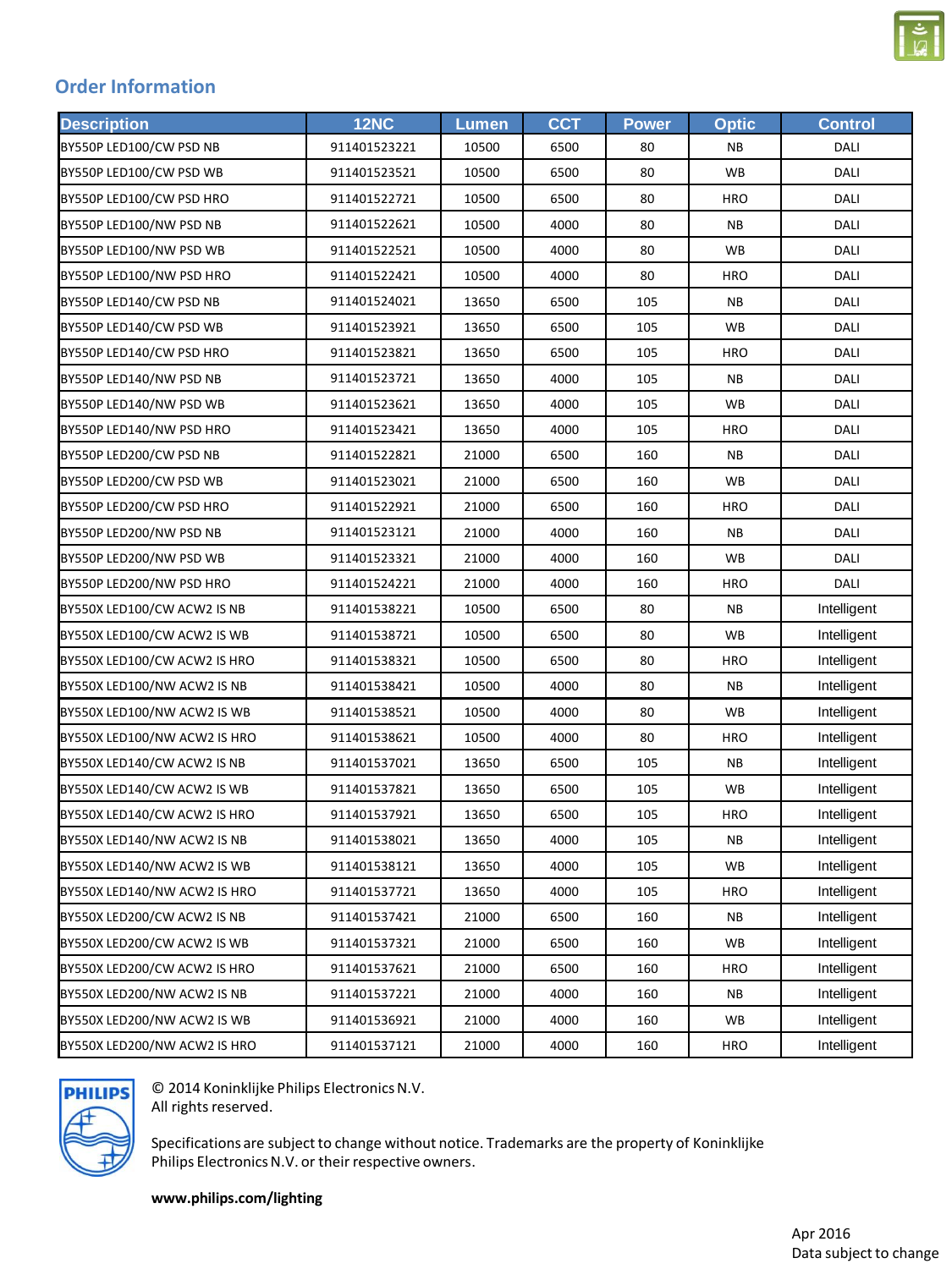## Order Information

| Description | 12NC | Lumen | CCT | Power | Optic | Control |
|---|---|---|---|---|---|---|
| BY550P LED100/CW PSD NB | 911401523221 | 10500 | 6500 | 80 | NB | DALI |
| BY550P LED100/CW PSD WB | 911401523521 | 10500 | 6500 | 80 | WB | DALI |
| BY550P LED100/CW PSD HRO | 911401522721 | 10500 | 6500 | 80 | HRO | DALI |
| BY550P LED100/NW PSD NB | 911401522621 | 10500 | 4000 | 80 | NB | DALI |
| BY550P LED100/NW PSD WB | 911401522521 | 10500 | 4000 | 80 | WB | DALI |
| BY550P LED100/NW PSD HRO | 911401522421 | 10500 | 4000 | 80 | HRO | DALI |
| BY550P LED140/CW PSD NB | 911401524021 | 13650 | 6500 | 105 | NB | DALI |
| BY550P LED140/CW PSD WB | 911401523921 | 13650 | 6500 | 105 | WB | DALI |
| BY550P LED140/CW PSD HRO | 911401523821 | 13650 | 6500 | 105 | HRO | DALI |
| BY550P LED140/NW PSD NB | 911401523721 | 13650 | 4000 | 105 | NB | DALI |
| BY550P LED140/NW PSD WB | 911401523621 | 13650 | 4000 | 105 | WB | DALI |
| BY550P LED140/NW PSD HRO | 911401523421 | 13650 | 4000 | 105 | HRO | DALI |
| BY550P LED200/CW PSD NB | 911401522821 | 21000 | 6500 | 160 | NB | DALI |
| BY550P LED200/CW PSD WB | 911401523021 | 21000 | 6500 | 160 | WB | DALI |
| BY550P LED200/CW PSD HRO | 911401522921 | 21000 | 6500 | 160 | HRO | DALI |
| BY550P LED200/NW PSD NB | 911401523121 | 21000 | 4000 | 160 | NB | DALI |
| BY550P LED200/NW PSD WB | 911401523321 | 21000 | 4000 | 160 | WB | DALI |
| BY550P LED200/NW PSD HRO | 911401524221 | 21000 | 4000 | 160 | HRO | DALI |
| BY550X LED100/CW ACW2 IS NB | 911401538221 | 10500 | 6500 | 80 | NB | Intelligent |
| BY550X LED100/CW ACW2 IS WB | 911401538721 | 10500 | 6500 | 80 | WB | Intelligent |
| BY550X LED100/CW ACW2 IS HRO | 911401538321 | 10500 | 6500 | 80 | HRO | Intelligent |
| BY550X LED100/NW ACW2 IS NB | 911401538421 | 10500 | 4000 | 80 | NB | Intelligent |
| BY550X LED100/NW ACW2 IS WB | 911401538521 | 10500 | 4000 | 80 | WB | Intelligent |
| BY550X LED100/NW ACW2 IS HRO | 911401538621 | 10500 | 4000 | 80 | HRO | Intelligent |
| BY550X LED140/CW ACW2 IS NB | 911401537021 | 13650 | 6500 | 105 | NB | Intelligent |
| BY550X LED140/CW ACW2 IS WB | 911401537821 | 13650 | 6500 | 105 | WB | Intelligent |
| BY550X LED140/CW ACW2 IS HRO | 911401537921 | 13650 | 6500 | 105 | HRO | Intelligent |
| BY550X LED140/NW ACW2 IS NB | 911401538021 | 13650 | 4000 | 105 | NB | Intelligent |
| BY550X LED140/NW ACW2 IS WB | 911401538121 | 13650 | 4000 | 105 | WB | Intelligent |
| BY550X LED140/NW ACW2 IS HRO | 911401537721 | 13650 | 4000 | 105 | HRO | Intelligent |
| BY550X LED200/CW ACW2 IS NB | 911401537421 | 21000 | 6500 | 160 | NB | Intelligent |
| BY550X LED200/CW ACW2 IS WB | 911401537321 | 21000 | 6500 | 160 | WB | Intelligent |
| BY550X LED200/CW ACW2 IS HRO | 911401537621 | 21000 | 6500 | 160 | HRO | Intelligent |
| BY550X LED200/NW ACW2 IS NB | 911401537221 | 21000 | 4000 | 160 | NB | Intelligent |
| BY550X LED200/NW ACW2 IS WB | 911401536921 | 21000 | 4000 | 160 | WB | Intelligent |
| BY550X LED200/NW ACW2 IS HRO | 911401537121 | 21000 | 4000 | 160 | HRO | Intelligent |

PHILIPS

© 2014 Koninklijke Philips Electronics N.V.
All rights reserved.

Specifications are subject to change without notice. Trademarks are the property of Koninklijke Philips Electronics N.V. or their respective owners.

**www.philips.com/lighting**

Apr 2016
Data subject to change